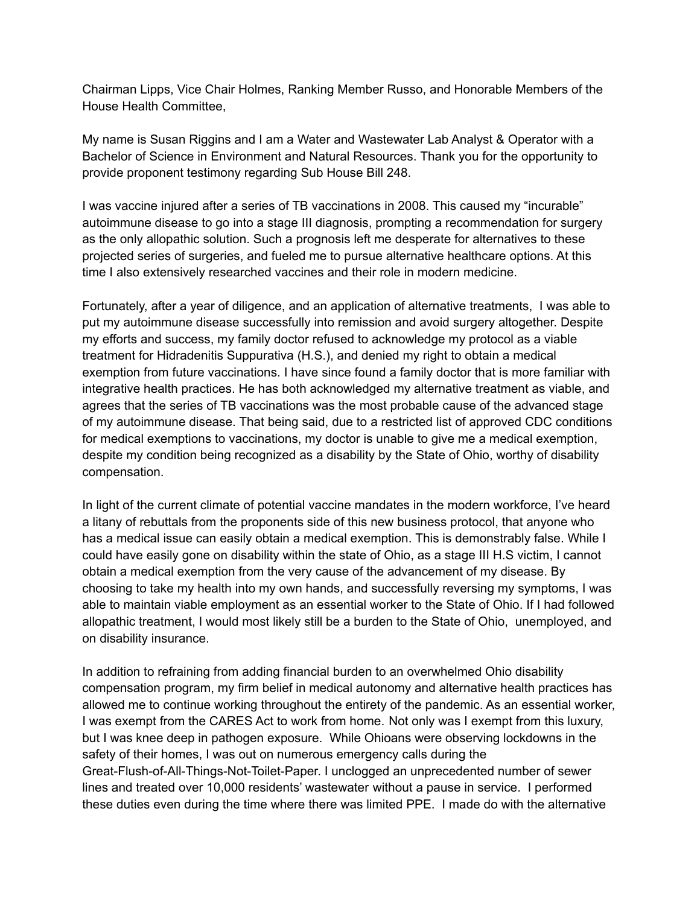Chairman Lipps, Vice Chair Holmes, Ranking Member Russo, and Honorable Members of the House Health Committee,

My name is Susan Riggins and I am a Water and Wastewater Lab Analyst & Operator with a Bachelor of Science in Environment and Natural Resources. Thank you for the opportunity to provide proponent testimony regarding Sub House Bill 248.

I was vaccine injured after a series of TB vaccinations in 2008. This caused my "incurable" autoimmune disease to go into a stage III diagnosis, prompting a recommendation for surgery as the only allopathic solution. Such a prognosis left me desperate for alternatives to these projected series of surgeries, and fueled me to pursue alternative healthcare options. At this time I also extensively researched vaccines and their role in modern medicine.

Fortunately, after a year of diligence, and an application of alternative treatments, I was able to put my autoimmune disease successfully into remission and avoid surgery altogether. Despite my efforts and success, my family doctor refused to acknowledge my protocol as a viable treatment for Hidradenitis Suppurativa (H.S.), and denied my right to obtain a medical exemption from future vaccinations. I have since found a family doctor that is more familiar with integrative health practices. He has both acknowledged my alternative treatment as viable, and agrees that the series of TB vaccinations was the most probable cause of the advanced stage of my autoimmune disease. That being said, due to a restricted list of approved CDC conditions for medical exemptions to vaccinations, my doctor is unable to give me a medical exemption, despite my condition being recognized as a disability by the State of Ohio, worthy of disability compensation.

In light of the current climate of potential vaccine mandates in the modern workforce, I've heard a litany of rebuttals from the proponents side of this new business protocol, that anyone who has a medical issue can easily obtain a medical exemption. This is demonstrably false. While I could have easily gone on disability within the state of Ohio, as a stage III H.S victim, I cannot obtain a medical exemption from the very cause of the advancement of my disease. By choosing to take my health into my own hands, and successfully reversing my symptoms, I was able to maintain viable employment as an essential worker to the State of Ohio. If I had followed allopathic treatment, I would most likely still be a burden to the State of Ohio, unemployed, and on disability insurance.

In addition to refraining from adding financial burden to an overwhelmed Ohio disability compensation program, my firm belief in medical autonomy and alternative health practices has allowed me to continue working throughout the entirety of the pandemic. As an essential worker, I was exempt from the CARES Act to work from home. Not only was I exempt from this luxury, but I was knee deep in pathogen exposure. While Ohioans were observing lockdowns in the safety of their homes, I was out on numerous emergency calls during the Great-Flush-of-All-Things-Not-Toilet-Paper. I unclogged an unprecedented number of sewer lines and treated over 10,000 residents' wastewater without a pause in service. I performed these duties even during the time where there was limited PPE. I made do with the alternative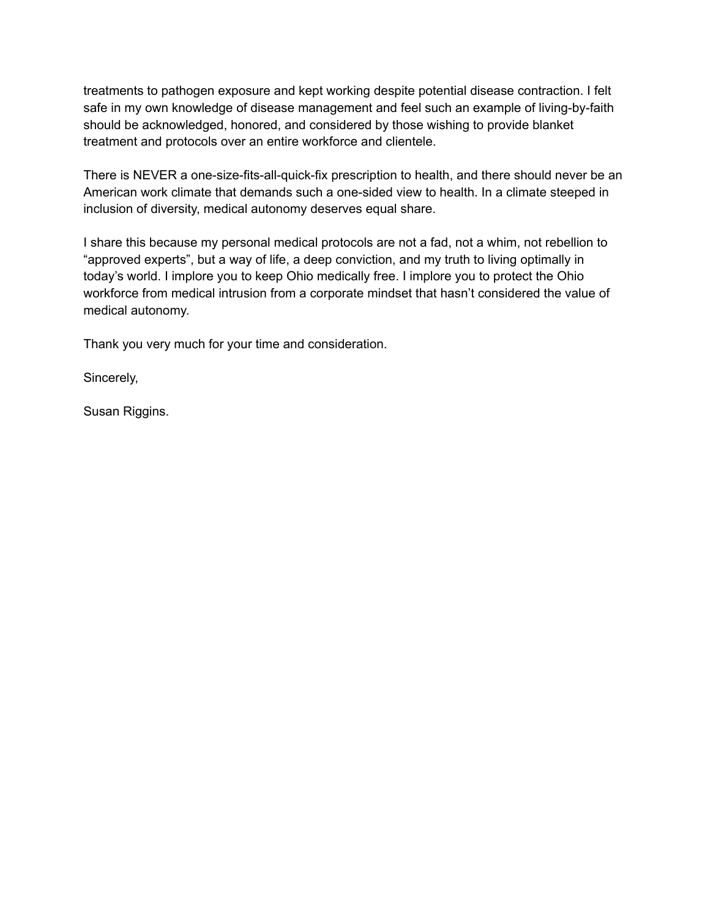treatments to pathogen exposure and kept working despite potential disease contraction. I felt safe in my own knowledge of disease management and feel such an example of living-by-faith should be acknowledged, honored, and considered by those wishing to provide blanket treatment and protocols over an entire workforce and clientele.

There is NEVER a one-size-fits-all-quick-fix prescription to health, and there should never be an American work climate that demands such a one-sided view to health. In a climate steeped in inclusion of diversity, medical autonomy deserves equal share.

I share this because my personal medical protocols are not a fad, not a whim, not rebellion to "approved experts", but a way of life, a deep conviction, and my truth to living optimally in today's world. I implore you to keep Ohio medically free. I implore you to protect the Ohio workforce from medical intrusion from a corporate mindset that hasn't considered the value of medical autonomy.

Thank you very much for your time and consideration.

Sincerely,

Susan Riggins.